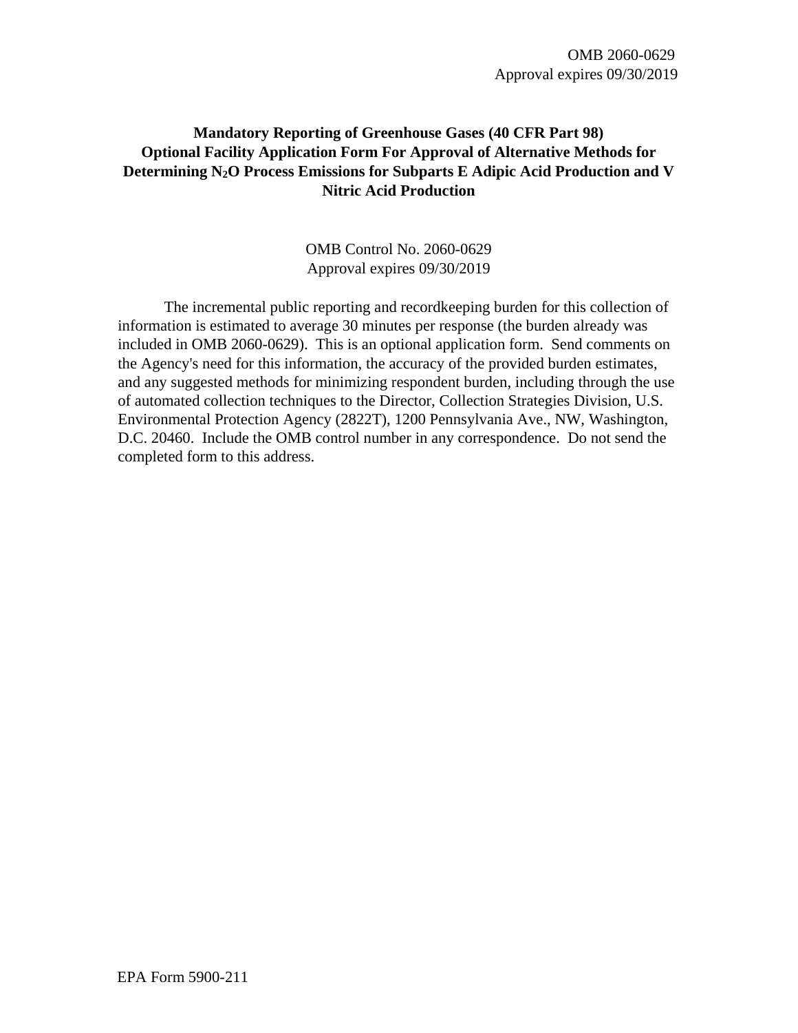OMB 2060-0629
Approval expires 09/30/2019

# Mandatory Reporting of Greenhouse Gases (40 CFR Part 98) Optional Facility Application Form For Approval of Alternative Methods for Determining $N_2O$ Process Emissions for Subparts E Adipic Acid Production and V Nitric Acid Production

OMB Control No. 2060-0629
Approval expires 09/30/2019

The incremental public reporting and recordkeeping burden for this collection of information is estimated to average 30 minutes per response (the burden already was included in OMB 2060-0629). This is an optional application form. Send comments on the Agency's need for this information, the accuracy of the provided burden estimates, and any suggested methods for minimizing respondent burden, including through the use of automated collection techniques to the Director, Collection Strategies Division, U.S. Environmental Protection Agency (2822T), 1200 Pennsylvania Ave., NW, Washington, D.C. 20460. Include the OMB control number in any correspondence. Do not send the completed form to this address.

EPA Form 5900-211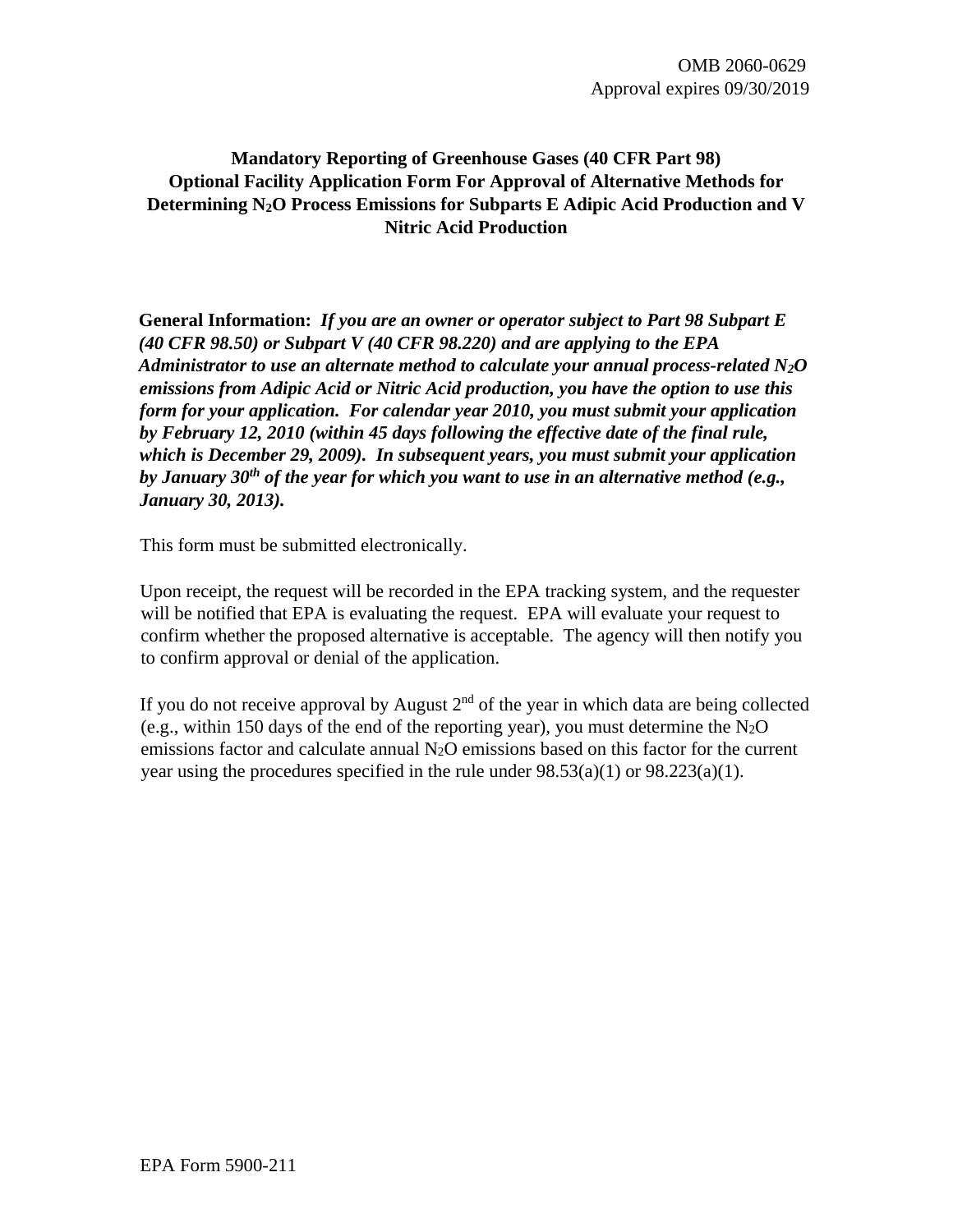OMB 2060-0629
Approval expires 09/30/2019

# Mandatory Reporting of Greenhouse Gases (40 CFR Part 98) Optional Facility Application Form For Approval of Alternative Methods for Determining $N_2O$ Process Emissions for Subparts E Adipic Acid Production and V Nitric Acid Production

**General Information:** ***If you are an owner or operator subject to Part 98 Subpart E (40 CFR 98.50) or Subpart V (40 CFR 98.220) and are applying to the EPA Administrator to use an alternate method to calculate your annual process-related $N_2O$ emissions from Adipic Acid or Nitric Acid production, you have the option to use this form for your application. For calendar year 2010, you must submit your application by February 12, 2010 (within 45 days following the effective date of the final rule, which is December 29, 2009). In subsequent years, you must submit your application by January 30th of the year for which you want to use in an alternative method (e.g., January 30, 2013).***

This form must be submitted electronically.

Upon receipt, the request will be recorded in the EPA tracking system, and the requester will be notified that EPA is evaluating the request. EPA will evaluate your request to confirm whether the proposed alternative is acceptable. The agency will then notify you to confirm approval or denial of the application.

If you do not receive approval by August 2nd of the year in which data are being collected (e.g., within 150 days of the end of the reporting year), you must determine the $N_2O$ emissions factor and calculate annual $N_2O$ emissions based on this factor for the current year using the procedures specified in the rule under 98.53(a)(1) or 98.223(a)(1).

EPA Form 5900-211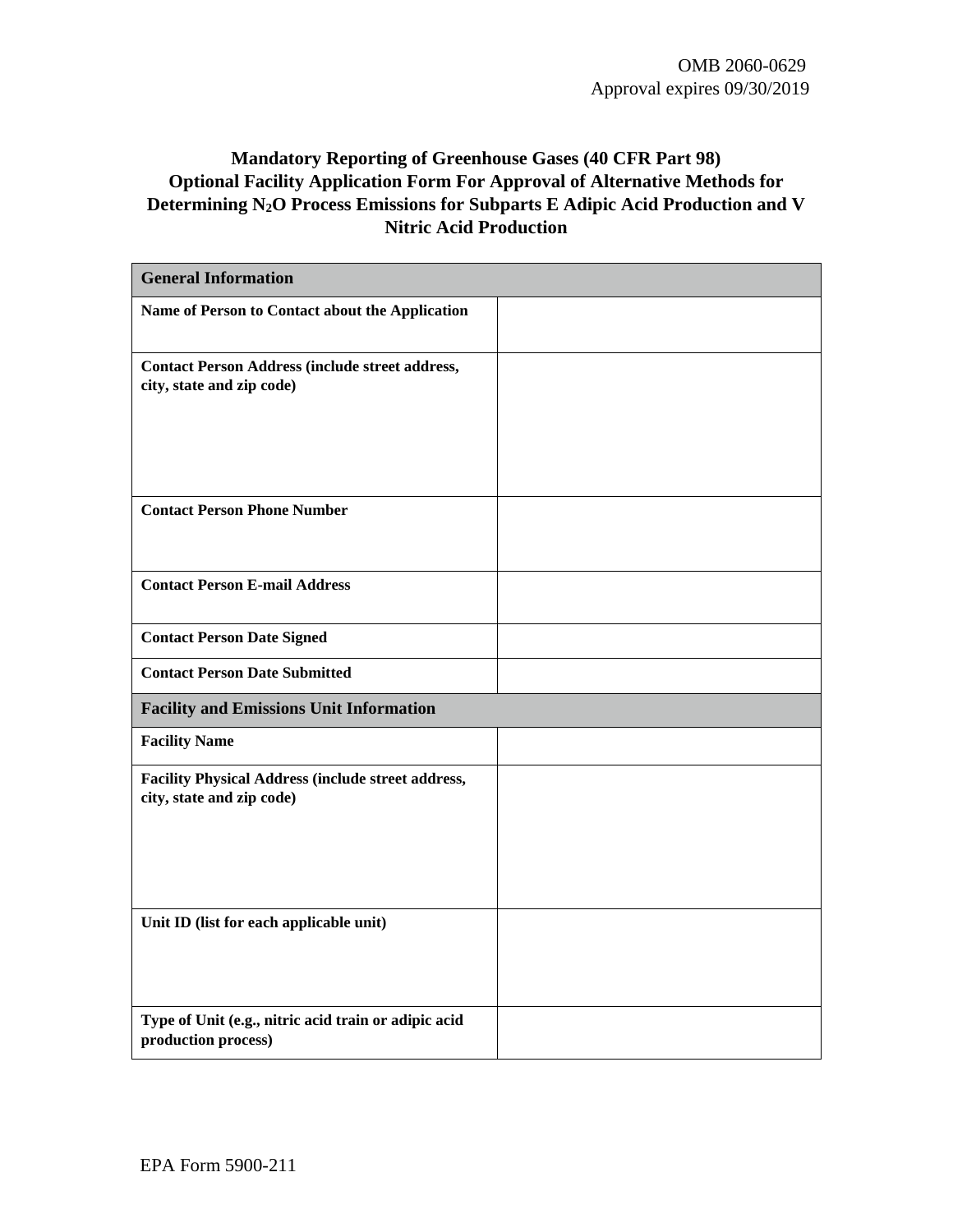OMB 2060-0629
Approval expires 09/30/2019

# Mandatory Reporting of Greenhouse Gases (40 CFR Part 98) Optional Facility Application Form For Approval of Alternative Methods for Determining $N_2O$ Process Emissions for Subparts E Adipic Acid Production and V Nitric Acid Production

| **General Information** | |
|---|---|
| **Name of Person to Contact about the Application** | |
| **Contact Person Address (include street address, city, state and zip code)** | |
| **Contact Person Phone Number** | |
| **Contact Person E-mail Address** | |
| **Contact Person Date Signed** | |
| **Contact Person Date Submitted** | |
| **Facility and Emissions Unit Information** | |
| **Facility Name** | |
| **Facility Physical Address (include street address, city, state and zip code)** | |
| **Unit ID (list for each applicable unit)** | |
| **Type of Unit (e.g., nitric acid train or adipic acid production process)** | |

EPA Form 5900-211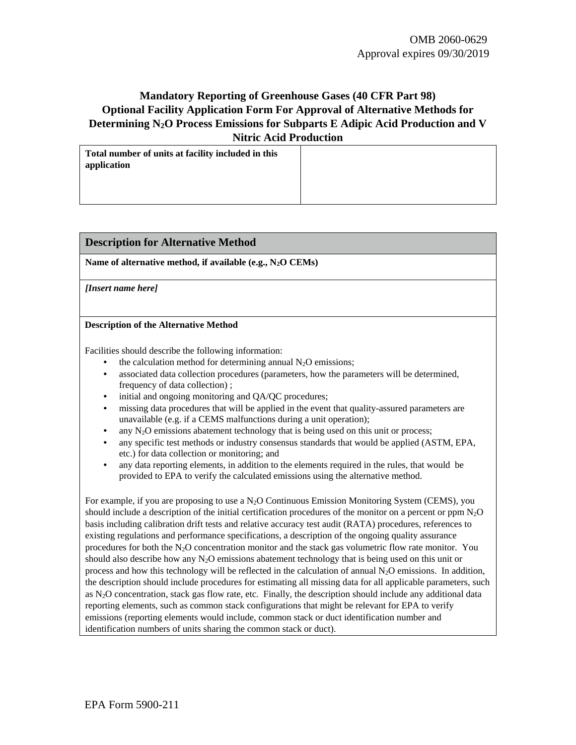OMB 2060-0629
Approval expires 09/30/2019

# Mandatory Reporting of Greenhouse Gases (40 CFR Part 98) Optional Facility Application Form For Approval of Alternative Methods for Determining $N_2O$ Process Emissions for Subparts E Adipic Acid Production and V Nitric Acid Production

| **Total number of units at facility included in this application** | |
| --- | --- |

| **Description for Alternative Method** |
| --- |
| **Name of alternative method, if available (e.g., $N_2O$ CEMs)** |
| ***[Insert name here]*** |

**Description of the Alternative Method**

Facilities should describe the following information:

- the calculation method for determining annual $N_2O$ emissions;
- associated data collection procedures (parameters, how the parameters will be determined, frequency of data collection) ;
- initial and ongoing monitoring and QA/QC procedures;
- missing data procedures that will be applied in the event that quality-assured parameters are unavailable (e.g. if a CEMS malfunctions during a unit operation);
- any $N_2O$ emissions abatement technology that is being used on this unit or process;
- any specific test methods or industry consensus standards that would be applied (ASTM, EPA, etc.) for data collection or monitoring; and
- any data reporting elements, in addition to the elements required in the rules, that would be provided to EPA to verify the calculated emissions using the alternative method.

For example, if you are proposing to use a $N_2O$ Continuous Emission Monitoring System (CEMS), you should include a description of the initial certification procedures of the monitor on a percent or ppm $N_2O$ basis including calibration drift tests and relative accuracy test audit (RATA) procedures, references to existing regulations and performance specifications, a description of the ongoing quality assurance procedures for both the $N_2O$ concentration monitor and the stack gas volumetric flow rate monitor. You should also describe how any $N_2O$ emissions abatement technology that is being used on this unit or process and how this technology will be reflected in the calculation of annual $N_2O$ emissions. In addition, the description should include procedures for estimating all missing data for all applicable parameters, such as $N_2O$ concentration, stack gas flow rate, etc. Finally, the description should include any additional data reporting elements, such as common stack configurations that might be relevant for EPA to verify emissions (reporting elements would include, common stack or duct identification number and identification numbers of units sharing the common stack or duct).

EPA Form 5900-211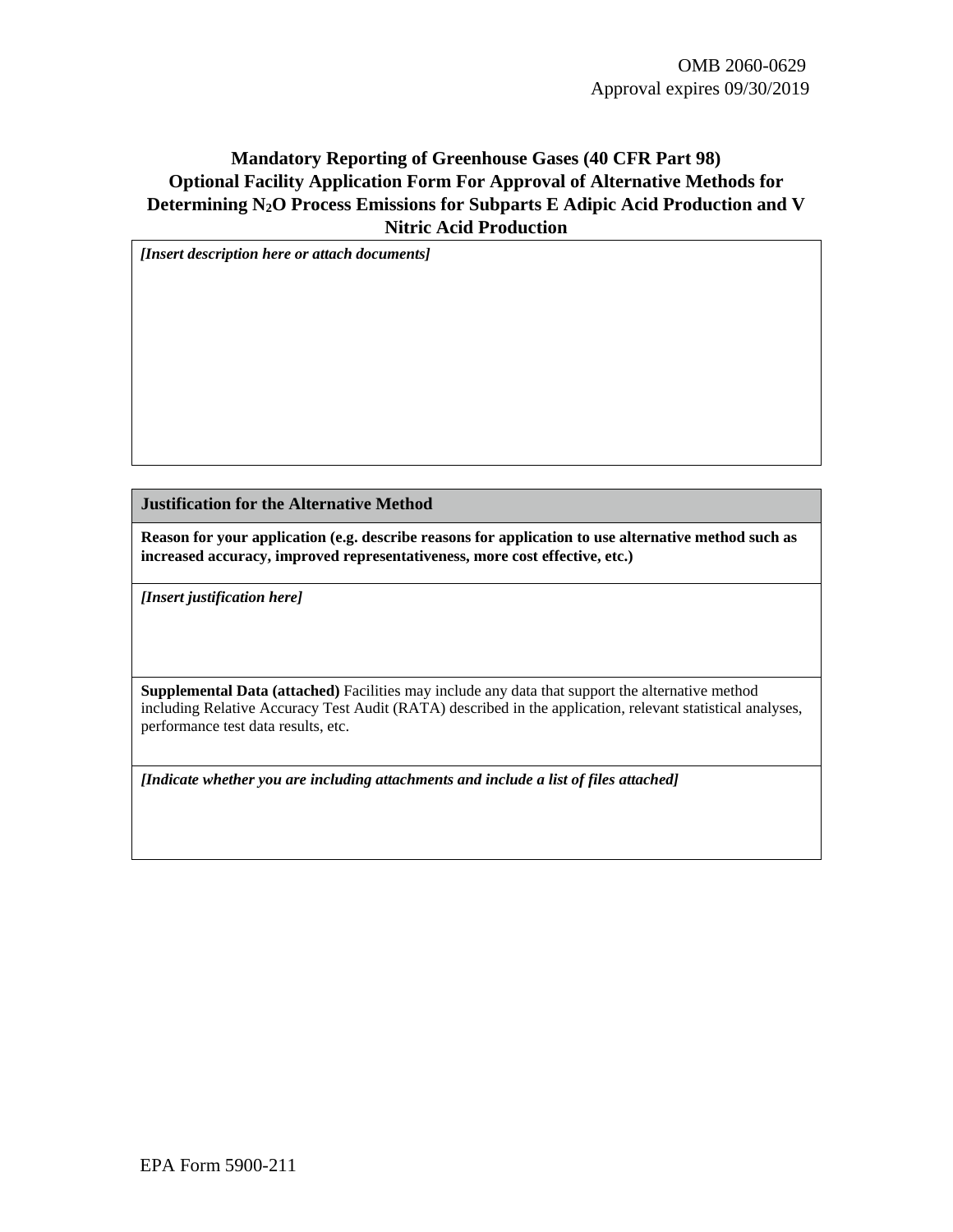OMB 2060-0629
Approval expires 09/30/2019

**Mandatory Reporting of Greenhouse Gases (40 CFR Part 98)**
**Optional Facility Application Form For Approval of Alternative Methods for Determining $N_2O$ Process Emissions for Subparts E Adipic Acid Production and V Nitric Acid Production**

| |
|---|
| ***[Insert description here or attach documents]*** |

| **Justification for the Alternative Method** |
|---|
| **Reason for your application (e.g. describe reasons for application to use alternative method such as increased accuracy, improved representativeness, more cost effective, etc.)** |
| ***[Insert justification here]*** |
| **Supplemental Data (attached)** Facilities may include any data that support the alternative method including Relative Accuracy Test Audit (RATA) described in the application, relevant statistical analyses, performance test data results, etc. |
| ***[Indicate whether you are including attachments and include a list of files attached]*** |

EPA Form 5900-211